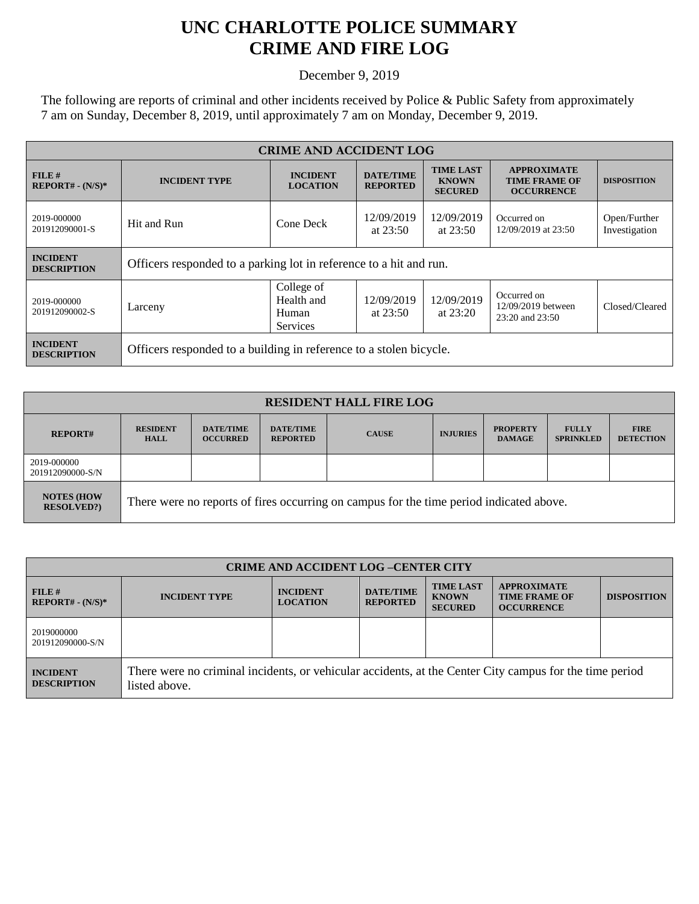# UNC CHARLOTTE POLICE SUMMARY
# CRIME AND FIRE LOG

December 9, 2019

The following are reports of criminal and other incidents received by Police & Public Safety from approximately 7 am on Sunday, December 8, 2019, until approximately 7 am on Monday, December 9, 2019.

| CRIME AND ACCIDENT LOG | | | | | | |
|---|---|---|---|---|---|---|
| **FILE # REPORT# - (N/S)*** | **INCIDENT TYPE** | **INCIDENT LOCATION** | **DATE/TIME REPORTED** | **TIME LAST KNOWN SECURED** | **APPROXIMATE TIME FRAME OF OCCURRENCE** | **DISPOSITION** |
| 2019-000000 201912090001-S | Hit and Run | Cone Deck | 12/09/2019 at 23:50 | 12/09/2019 at 23:50 | Occurred on 12/09/2019 at 23:50 | Open/Further Investigation |
| **INCIDENT DESCRIPTION** | Officers responded to a parking lot in reference to a hit and run. | | | | | |
| 2019-000000 201912090002-S | Larceny | College of Health and Human Services | 12/09/2019 at 23:50 | 12/09/2019 at 23:20 | Occurred on 12/09/2019 between 23:20 and 23:50 | Closed/Cleared |
| **INCIDENT DESCRIPTION** | Officers responded to a building in reference to a stolen bicycle. | | | | | |

| RESIDENT HALL FIRE LOG | | | | | | | | |
|---|---|---|---|---|---|---|---|---|
| **REPORT#** | **RESIDENT HALL** | **DATE/TIME OCCURRED** | **DATE/TIME REPORTED** | **CAUSE** | **INJURIES** | **PROPERTY DAMAGE** | **FULLY SPRINKLED** | **FIRE DETECTION** |
| 2019-000000 201912090000-S/N | | | | | | | | |
| **NOTES (HOW RESOLVED?)** | There were no reports of fires occurring on campus for the time period indicated above. | | | | | | | |

| CRIME AND ACCIDENT LOG –CENTER CITY | | | | | | |
|---|---|---|---|---|---|---|
| **FILE # REPORT# - (N/S)*** | **INCIDENT TYPE** | **INCIDENT LOCATION** | **DATE/TIME REPORTED** | **TIME LAST KNOWN SECURED** | **APPROXIMATE TIME FRAME OF OCCURRENCE** | **DISPOSITION** |
| 2019000000 201912090000-S/N | | | | | | |
| **INCIDENT DESCRIPTION** | There were no criminal incidents, or vehicular accidents, at the Center City campus for the time period listed above. | | | | | |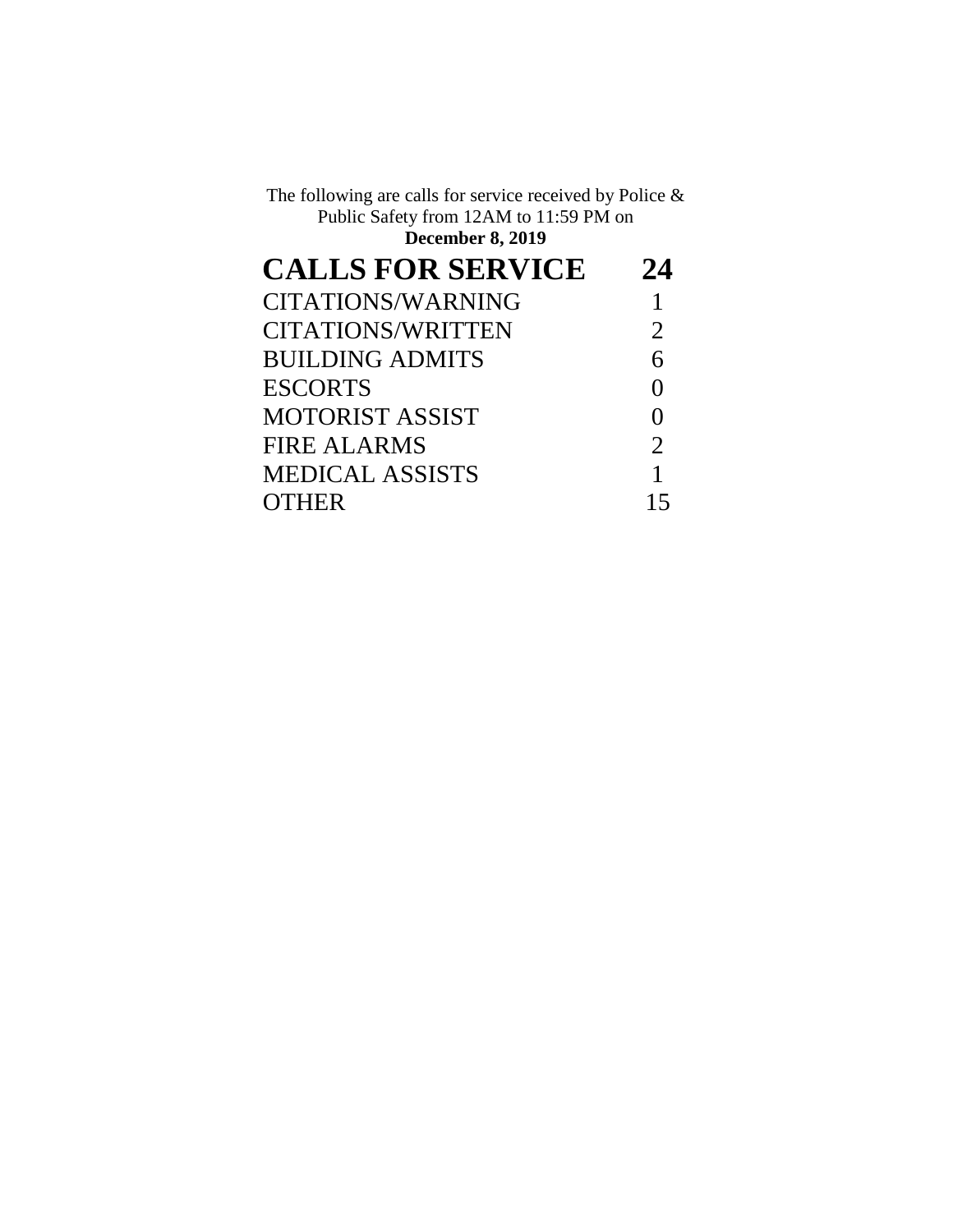The following are calls for service received by Police & Public Safety from 12AM to 11:59 PM on

**December 8, 2019**

| | |
|---|---|
| **CALLS FOR SERVICE** | **24** |
| CITATIONS/WARNING | 1 |
| CITATIONS/WRITTEN | 2 |
| BUILDING ADMITS | 6 |
| ESCORTS | 0 |
| MOTORIST ASSIST | 0 |
| FIRE ALARMS | 2 |
| MEDICAL ASSISTS | 1 |
| OTHER | 15 |